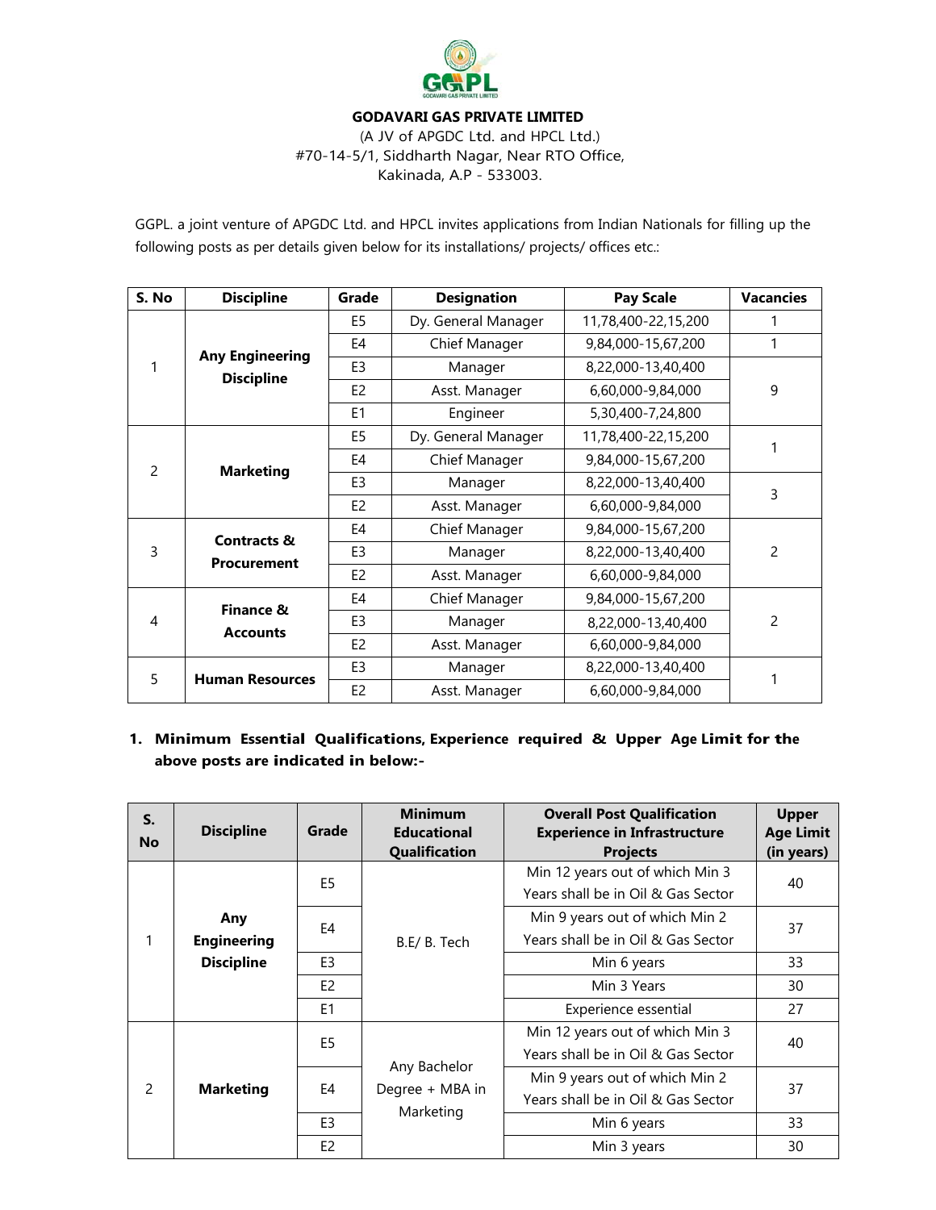**GODAVARI GAS PRIVATE LIMITED**

(A JV of APGDC Ltd. and HPCL Ltd.)
#70-14-5/1, Siddharth Nagar, Near RTO Office,
Kakinada, A.P - 533003.

GGPL. a joint venture of APGDC Ltd. and HPCL invites applications from Indian Nationals for filling up the following posts as per details given below for its installations/ projects/ offices etc.:

| S. No | Discipline | Grade | Designation | Pay Scale | Vacancies |
|---|---|---|---|---|---|
| 1 | Any Engineering Discipline | E5 | Dy. General Manager | 11,78,400-22,15,200 | 1 |
| | | E4 | Chief Manager | 9,84,000-15,67,200 | 1 |
| | | E3 | Manager | 8,22,000-13,40,400 | 9 |
| | | E2 | Asst. Manager | 6,60,000-9,84,000 | |
| | | E1 | Engineer | 5,30,400-7,24,800 | |
| 2 | Marketing | E5 | Dy. General Manager | 11,78,400-22,15,200 | 1 |
| | | E4 | Chief Manager | 9,84,000-15,67,200 | |
| | | E3 | Manager | 8,22,000-13,40,400 | 3 |
| | | E2 | Asst. Manager | 6,60,000-9,84,000 | |
| 3 | Contracts & Procurement | E4 | Chief Manager | 9,84,000-15,67,200 | 2 |
| | | E3 | Manager | 8,22,000-13,40,400 | |
| | | E2 | Asst. Manager | 6,60,000-9,84,000 | |
| 4 | Finance & Accounts | E4 | Chief Manager | 9,84,000-15,67,200 | 2 |
| | | E3 | Manager | 8,22,000-13,40,400 | |
| | | E2 | Asst. Manager | 6,60,000-9,84,000 | |
| 5 | Human Resources | E3 | Manager | 8,22,000-13,40,400 | 1 |
| | | E2 | Asst. Manager | 6,60,000-9,84,000 | |

1. **Minimum Essential Qualifications, Experience required & Upper Age Limit for the above posts are indicated in below:-**

| S. No | Discipline | Grade | Minimum Educational Qualification | Overall Post Qualification Experience in Infrastructure Projects | Upper Age Limit (in years) |
|---|---|---|---|---|---|
| 1 | Any Engineering Discipline | E5 | B.E/ B. Tech | Min 12 years out of which Min 3 Years shall be in Oil & Gas Sector | 40 |
| | | E4 | | Min 9 years out of which Min 2 Years shall be in Oil & Gas Sector | 37 |
| | | E3 | | Min 6 years | 33 |
| | | E2 | | Min 3 Years | 30 |
| | | E1 | | Experience essential | 27 |
| 2 | Marketing | E5 | Any Bachelor Degree + MBA in Marketing | Min 12 years out of which Min 3 Years shall be in Oil & Gas Sector | 40 |
| | | E4 | | Min 9 years out of which Min 2 Years shall be in Oil & Gas Sector | 37 |
| | | E3 | | Min 6 years | 33 |
| | | E2 | | Min 3 years | 30 |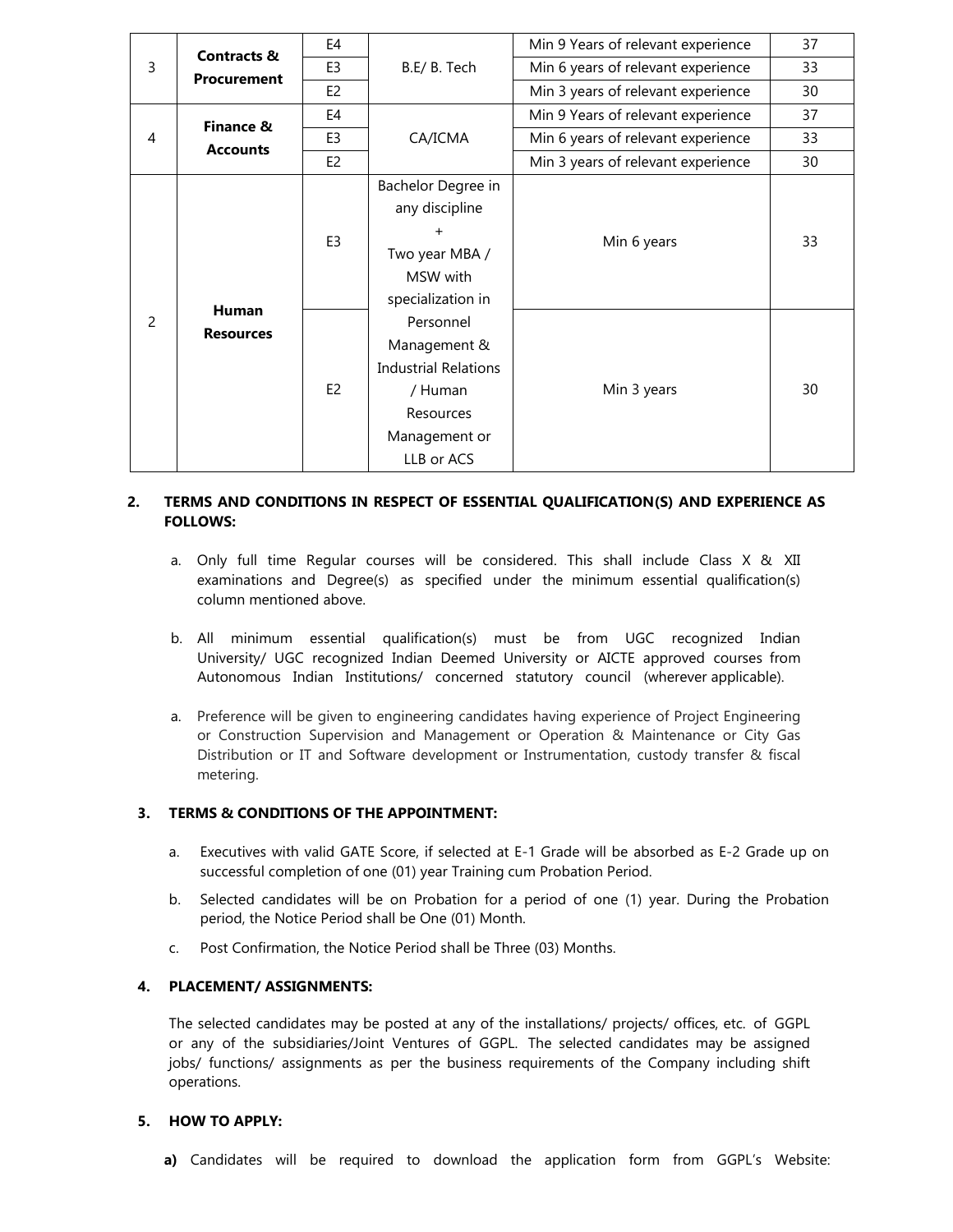| 3 | Contracts & Procurement | E4 | B.E/ B. Tech | Min 9 Years of relevant experience | 37 |
|---|---|---|---|---|---|
| | | E3 | | Min 6 years of relevant experience | 33 |
| | | E2 | | Min 3 years of relevant experience | 30 |
| 4 | Finance & Accounts | E4 | CA/ICMA | Min 9 Years of relevant experience | 37 |
| | | E3 | | Min 6 years of relevant experience | 33 |
| | | E2 | | Min 3 years of relevant experience | 30 |
| 2 | Human Resources | E3 | Bachelor Degree in any discipline + Two year MBA / MSW with specialization in Personnel Management & Industrial Relations / Human Resources Management or LLB or ACS | Min 6 years | 33 |
| | | E2 | | Min 3 years | 30 |

**2. TERMS AND CONDITIONS IN RESPECT OF ESSENTIAL QUALIFICATION(S) AND EXPERIENCE AS FOLLOWS:**

a. Only full time Regular courses will be considered. This shall include Class X & XII examinations and Degree(s) as specified under the minimum essential qualification(s) column mentioned above.

b. All minimum essential qualification(s) must be from UGC recognized Indian University/ UGC recognized Indian Deemed University or AICTE approved courses from Autonomous Indian Institutions/ concerned statutory council (wherever applicable).

a. Preference will be given to engineering candidates having experience of Project Engineering or Construction Supervision and Management or Operation & Maintenance or City Gas Distribution or IT and Software development or Instrumentation, custody transfer & fiscal metering.

**3. TERMS & CONDITIONS OF THE APPOINTMENT:**

a. Executives with valid GATE Score, if selected at E-1 Grade will be absorbed as E-2 Grade up on successful completion of one (01) year Training cum Probation Period.

b. Selected candidates will be on Probation for a period of one (1) year. During the Probation period, the Notice Period shall be One (01) Month.

c. Post Confirmation, the Notice Period shall be Three (03) Months.

**4. PLACEMENT/ ASSIGNMENTS:**

The selected candidates may be posted at any of the installations/ projects/ offices, etc. of GGPL or any of the subsidiaries/Joint Ventures of GGPL. The selected candidates may be assigned jobs/ functions/ assignments as per the business requirements of the Company including shift operations.

**5. HOW TO APPLY:**

**a)** Candidates will be required to download the application form from GGPL's Website: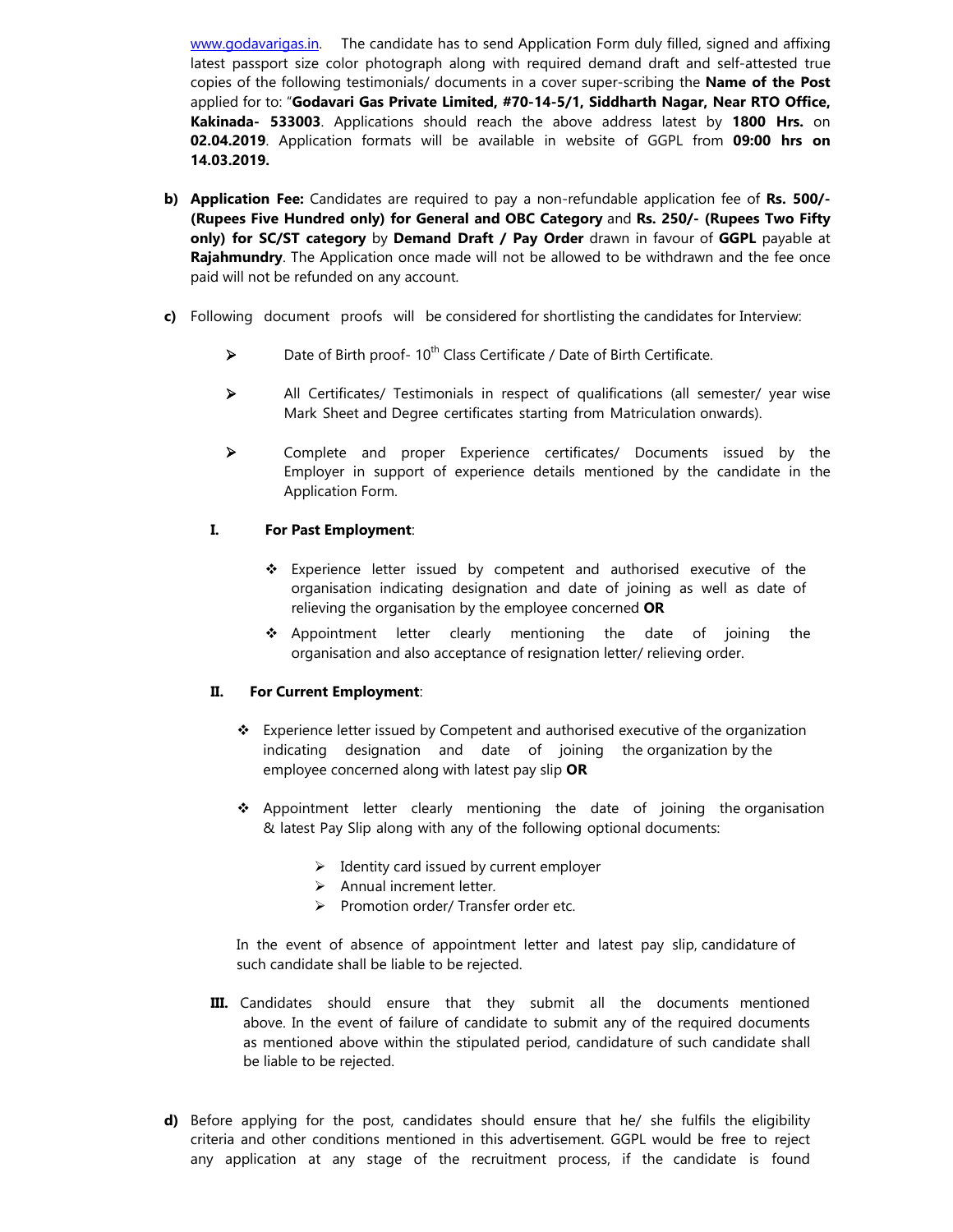www.godavarigas.in. The candidate has to send Application Form duly filled, signed and affixing latest passport size color photograph along with required demand draft and self-attested true copies of the following testimonials/ documents in a cover super-scribing the **Name of the Post** applied for to: "**Godavari Gas Private Limited, #70-14-5/1, Siddharth Nagar, Near RTO Office, Kakinada- 533003**. Applications should reach the above address latest by **1800 Hrs.** on **02.04.2019**. Application formats will be available in website of GGPL from **09:00 hrs on 14.03.2019.**

**b) Application Fee:** Candidates are required to pay a non-refundable application fee of **Rs. 500/- (Rupees Five Hundred only) for General and OBC Category** and **Rs. 250/- (Rupees Two Fifty only) for SC/ST category** by **Demand Draft / Pay Order** drawn in favour of **GGPL** payable at **Rajahmundry**. The Application once made will not be allowed to be withdrawn and the fee once paid will not be refunded on any account.

**c)** Following document proofs will be considered for shortlisting the candidates for Interview:

- Date of Birth proof- 10th Class Certificate / Date of Birth Certificate.
- All Certificates/ Testimonials in respect of qualifications (all semester/ year wise Mark Sheet and Degree certificates starting from Matriculation onwards).
- Complete and proper Experience certificates/ Documents issued by the Employer in support of experience details mentioned by the candidate in the Application Form.

**I. For Past Employment**:

- Experience letter issued by competent and authorised executive of the organisation indicating designation and date of joining as well as date of relieving the organisation by the employee concerned **OR**
- Appointment letter clearly mentioning the date of joining the organisation and also acceptance of resignation letter/ relieving order.

**II. For Current Employment**:

- Experience letter issued by Competent and authorised executive of the organization indicating designation and date of joining the organization by the employee concerned along with latest pay slip **OR**
- Appointment letter clearly mentioning the date of joining the organisation & latest Pay Slip along with any of the following optional documents:
  - Identity card issued by current employer
  - Annual increment letter.
  - Promotion order/ Transfer order etc.

In the event of absence of appointment letter and latest pay slip, candidature of such candidate shall be liable to be rejected.

**III.** Candidates should ensure that they submit all the documents mentioned above. In the event of failure of candidate to submit any of the required documents as mentioned above within the stipulated period, candidature of such candidate shall be liable to be rejected.

**d)** Before applying for the post, candidates should ensure that he/ she fulfils the eligibility criteria and other conditions mentioned in this advertisement. GGPL would be free to reject any application at any stage of the recruitment process, if the candidate is found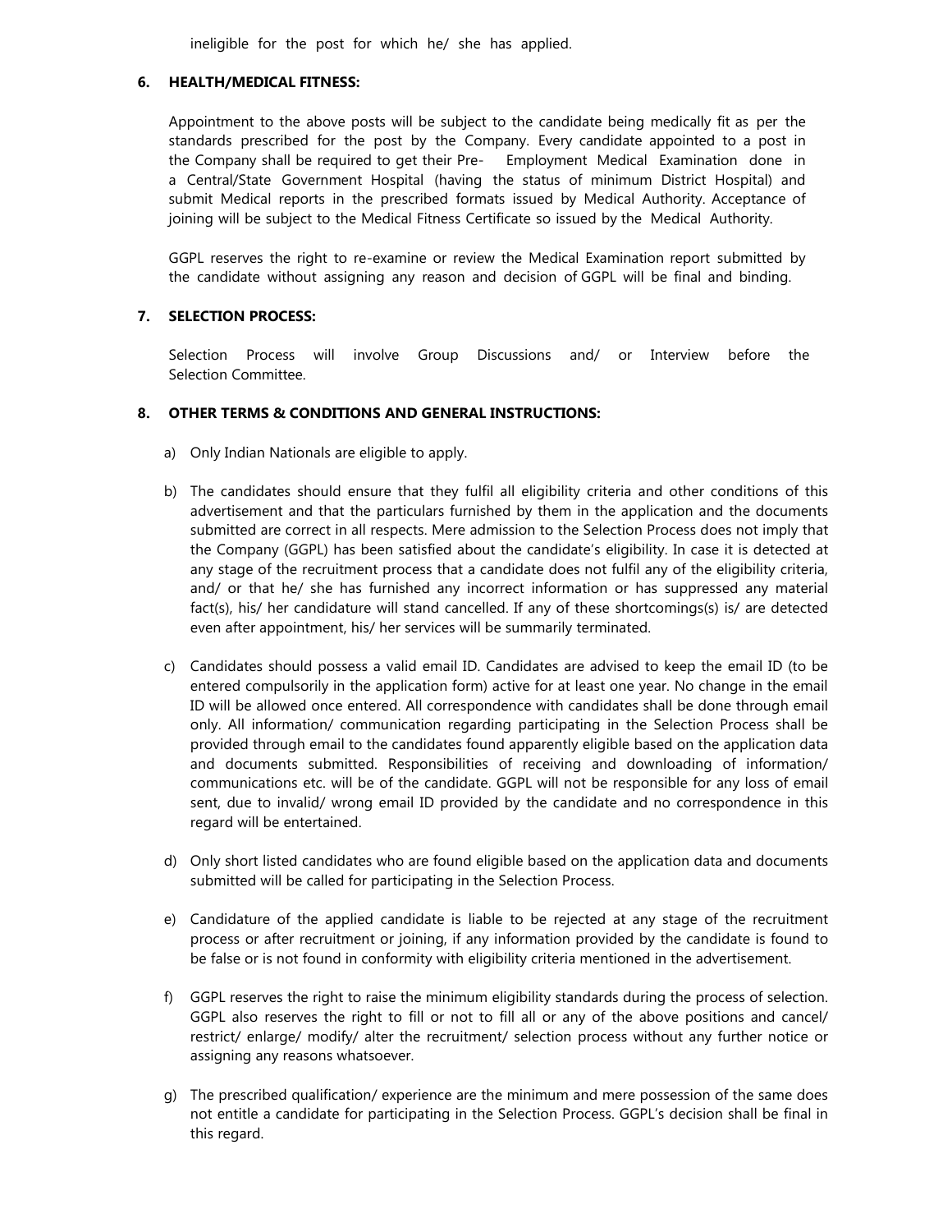ineligible for the post for which he/ she has applied.

**6. HEALTH/MEDICAL FITNESS:**

Appointment to the above posts will be subject to the candidate being medically fit as per the standards prescribed for the post by the Company. Every candidate appointed to a post in the Company shall be required to get their Pre- Employment Medical Examination done in a Central/State Government Hospital (having the status of minimum District Hospital) and submit Medical reports in the prescribed formats issued by Medical Authority. Acceptance of joining will be subject to the Medical Fitness Certificate so issued by the Medical Authority.

GGPL reserves the right to re-examine or review the Medical Examination report submitted by the candidate without assigning any reason and decision of GGPL will be final and binding.

**7. SELECTION PROCESS:**

Selection Process will involve Group Discussions and/ or Interview before the Selection Committee.

**8. OTHER TERMS & CONDITIONS AND GENERAL INSTRUCTIONS:**

a) Only Indian Nationals are eligible to apply.

b) The candidates should ensure that they fulfil all eligibility criteria and other conditions of this advertisement and that the particulars furnished by them in the application and the documents submitted are correct in all respects. Mere admission to the Selection Process does not imply that the Company (GGPL) has been satisfied about the candidate's eligibility. In case it is detected at any stage of the recruitment process that a candidate does not fulfil any of the eligibility criteria, and/ or that he/ she has furnished any incorrect information or has suppressed any material fact(s), his/ her candidature will stand cancelled. If any of these shortcomings(s) is/ are detected even after appointment, his/ her services will be summarily terminated.

c) Candidates should possess a valid email ID. Candidates are advised to keep the email ID (to be entered compulsorily in the application form) active for at least one year. No change in the email ID will be allowed once entered. All correspondence with candidates shall be done through email only. All information/ communication regarding participating in the Selection Process shall be provided through email to the candidates found apparently eligible based on the application data and documents submitted. Responsibilities of receiving and downloading of information/ communications etc. will be of the candidate. GGPL will not be responsible for any loss of email sent, due to invalid/ wrong email ID provided by the candidate and no correspondence in this regard will be entertained.

d) Only short listed candidates who are found eligible based on the application data and documents submitted will be called for participating in the Selection Process.

e) Candidature of the applied candidate is liable to be rejected at any stage of the recruitment process or after recruitment or joining, if any information provided by the candidate is found to be false or is not found in conformity with eligibility criteria mentioned in the advertisement.

f) GGPL reserves the right to raise the minimum eligibility standards during the process of selection. GGPL also reserves the right to fill or not to fill all or any of the above positions and cancel/ restrict/ enlarge/ modify/ alter the recruitment/ selection process without any further notice or assigning any reasons whatsoever.

g) The prescribed qualification/ experience are the minimum and mere possession of the same does not entitle a candidate for participating in the Selection Process. GGPL's decision shall be final in this regard.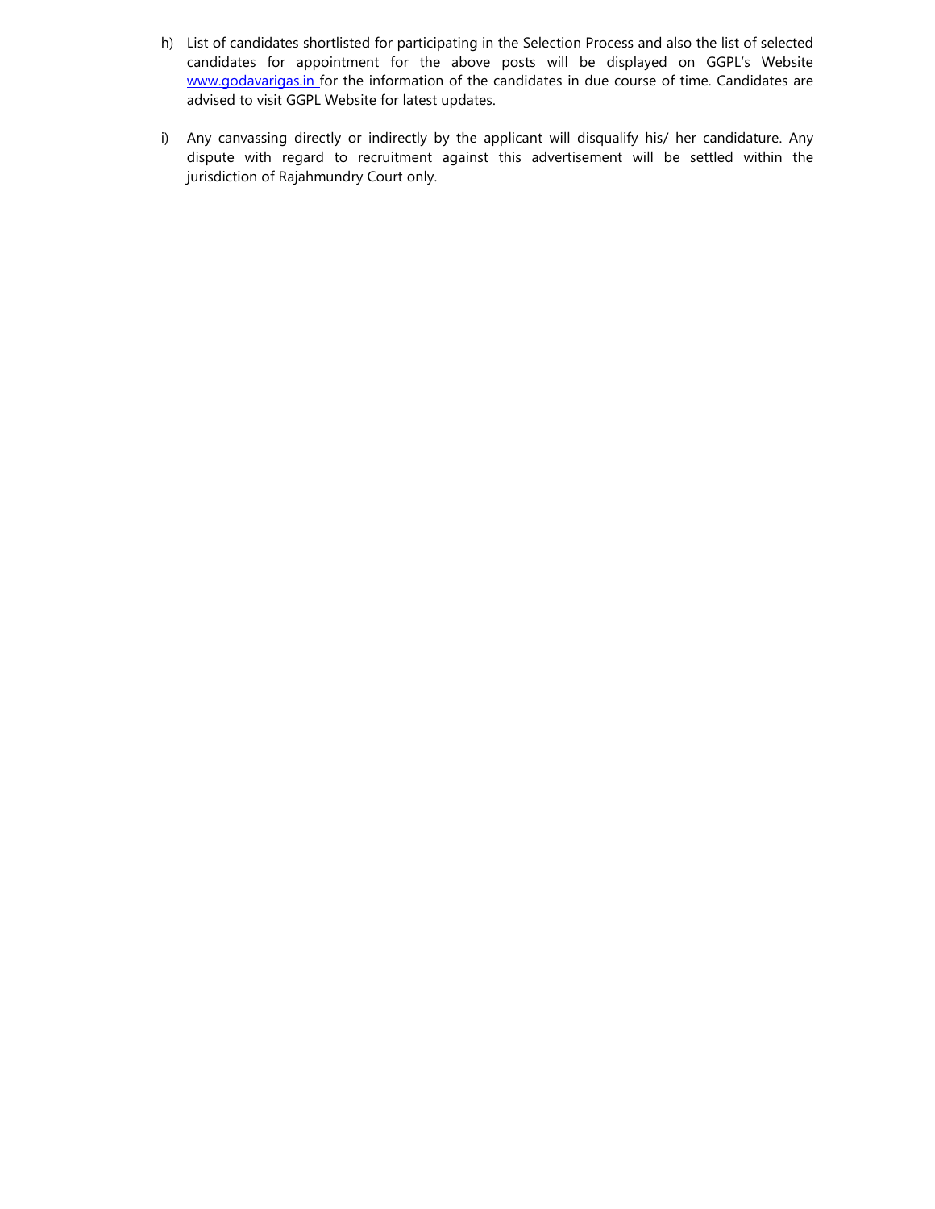h) List of candidates shortlisted for participating in the Selection Process and also the list of selected candidates for appointment for the above posts will be displayed on GGPL's Website www.godavarigas.in for the information of the candidates in due course of time. Candidates are advised to visit GGPL Website for latest updates.

i) Any canvassing directly or indirectly by the applicant will disqualify his/ her candidature. Any dispute with regard to recruitment against this advertisement will be settled within the jurisdiction of Rajahmundry Court only.